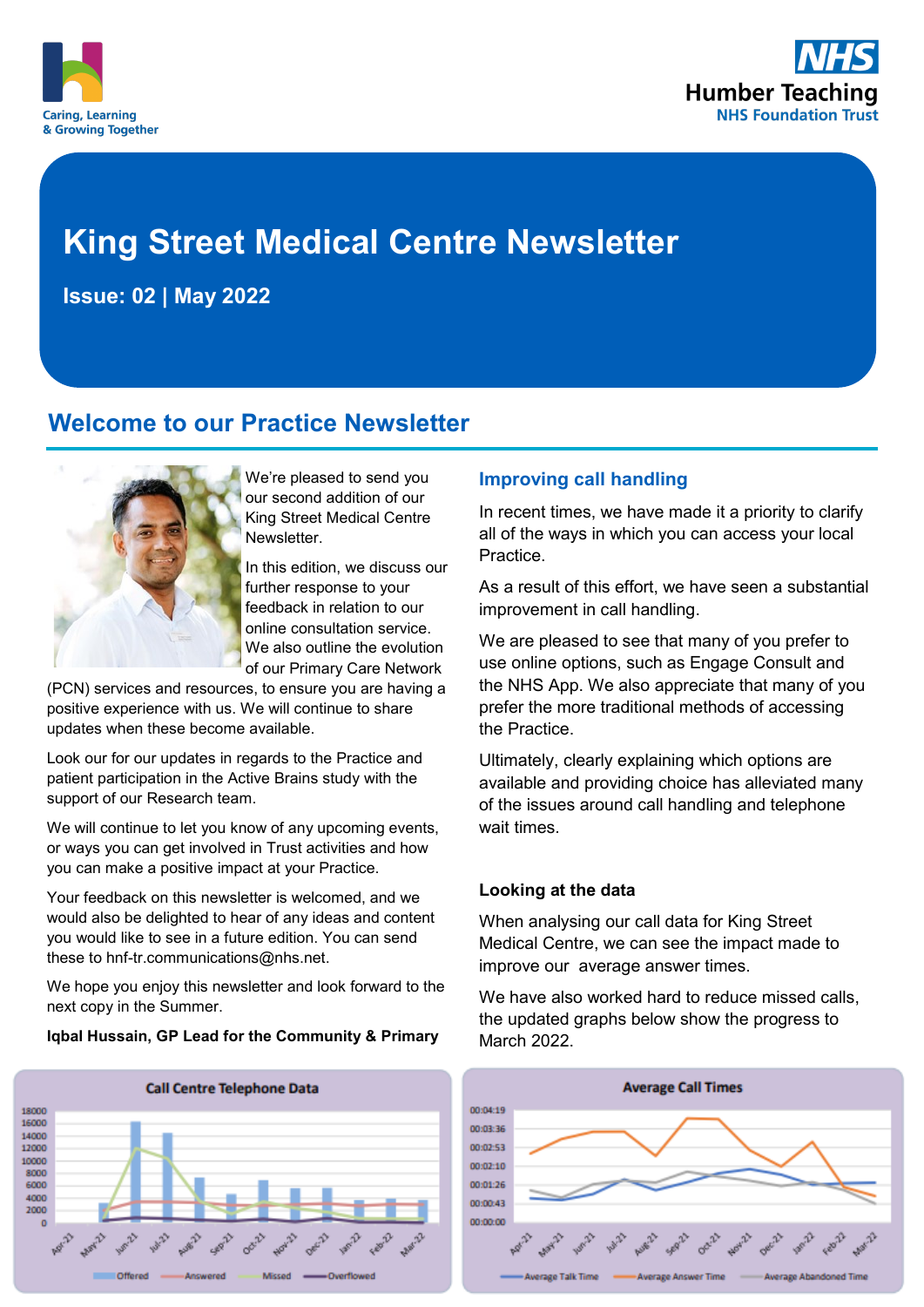Caring, Learning & Growing Together

NHS Humber Teaching NHS Foundation Trust

# King Street Medical Centre Newsletter

**Issue: 02 | May 2022**

## Welcome to our Practice Newsletter

We're pleased to send you our second addition of our King Street Medical Centre Newsletter.

In this edition, we discuss our further response to your feedback in relation to our online consultation service. We also outline the evolution of our Primary Care Network (PCN) services and resources, to ensure you are having a positive experience with us. We will continue to share updates when these become available.

Look our for our updates in regards to the Practice and patient participation in the Active Brains study with the support of our Research team.

We will continue to let you know of any upcoming events, or ways you can get involved in Trust activities and how you can make a positive impact at your Practice.

Your feedback on this newsletter is welcomed, and we would also be delighted to hear of any ideas and content you would like to see in a future edition. You can send these to hnf-tr.communications@nhs.net.

We hope you enjoy this newsletter and look forward to the next copy in the Summer.

**Iqbal Hussain, GP Lead for the Community & Primary**

### Improving call handling

In recent times, we have made it a priority to clarify all of the ways in which you can access your local Practice.

As a result of this effort, we have seen a substantial improvement in call handling.

We are pleased to see that many of you prefer to use online options, such as Engage Consult and the NHS App. We also appreciate that many of you prefer the more traditional methods of accessing the Practice.

Ultimately, clearly explaining which options are available and providing choice has alleviated many of the issues around call handling and telephone wait times.

**Looking at the data**

When analysing our call data for King Street Medical Centre, we can see the impact made to improve our average answer times.

We have also worked hard to reduce missed calls, the updated graphs below show the progress to March 2022.

**Call Centre Telephone Data**

(Chart: months Apr-21 to Mar-22; series: Offered, Answered, Missed, Overflowed)

**Average Call Times**

(Chart: months Apr-21 to Mar-22; series: Average Talk Time, Average Answer Time, Average Abandoned Time)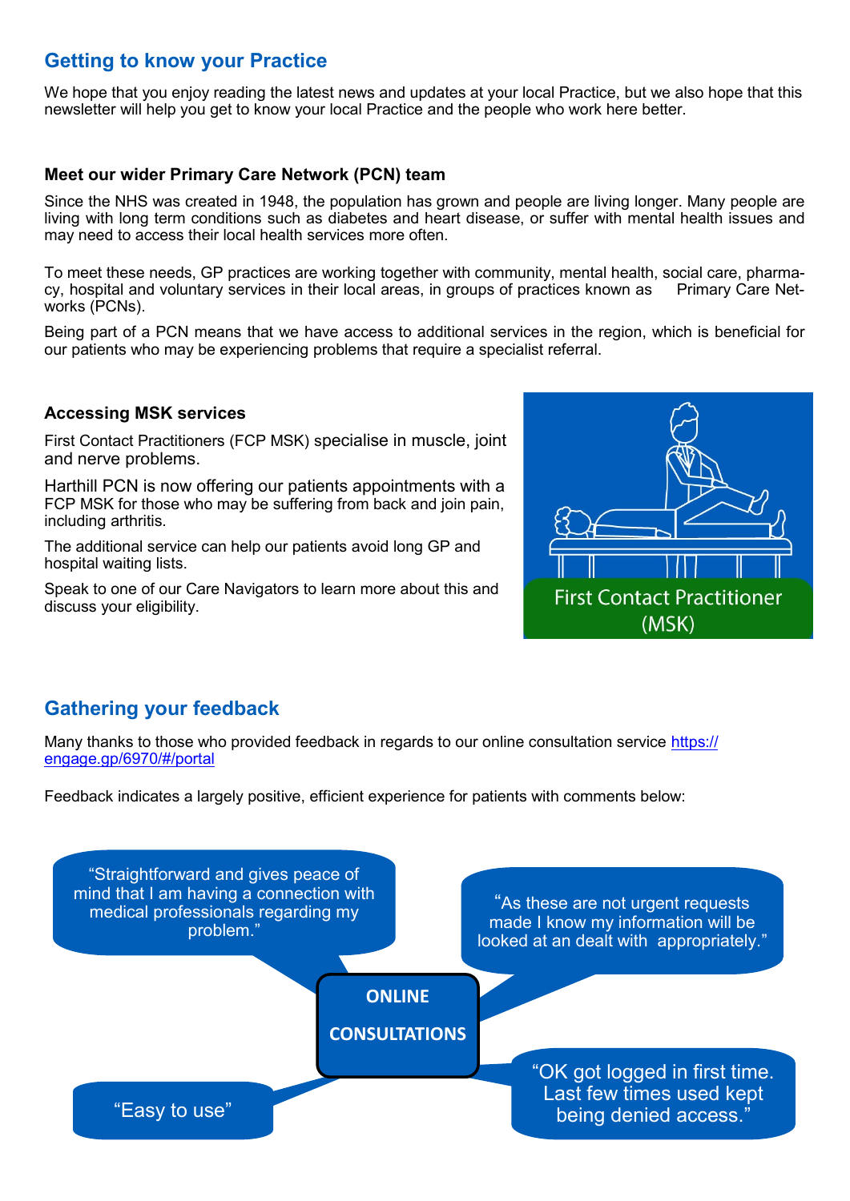## Getting to know your Practice

We hope that you enjoy reading the latest news and updates at your local Practice, but we also hope that this newsletter will help you get to know your local Practice and the people who work here better.

### Meet our wider Primary Care Network (PCN) team

Since the NHS was created in 1948, the population has grown and people are living longer. Many people are living with long term conditions such as diabetes and heart disease, or suffer with mental health issues and may need to access their local health services more often.

To meet these needs, GP practices are working together with community, mental health, social care, pharmacy, hospital and voluntary services in their local areas, in groups of practices known as Primary Care Networks (PCNs).

Being part of a PCN means that we have access to additional services in the region, which is beneficial for our patients who may be experiencing problems that require a specialist referral.

### Accessing MSK services

First Contact Practitioners (FCP MSK) specialise in muscle, joint and nerve problems.

Harthill PCN is now offering our patients appointments with a FCP MSK for those who may be suffering from back and join pain, including arthritis.

The additional service can help our patients avoid long GP and hospital waiting lists.

Speak to one of our Care Navigators to learn more about this and discuss your eligibility.

First Contact Practitioner (MSK)

## Gathering your feedback

Many thanks to those who provided feedback in regards to our online consultation service https://engage.gp/6970/#/portal

Feedback indicates a largely positive, efficient experience for patients with comments below:

**ONLINE CONSULTATIONS**

"Straightforward and gives peace of mind that I am having a connection with medical professionals regarding my problem."

"As these are not urgent requests made I know my information will be looked at an dealt with appropriately."

"Easy to use"

"OK got logged in first time. Last few times used kept being denied access."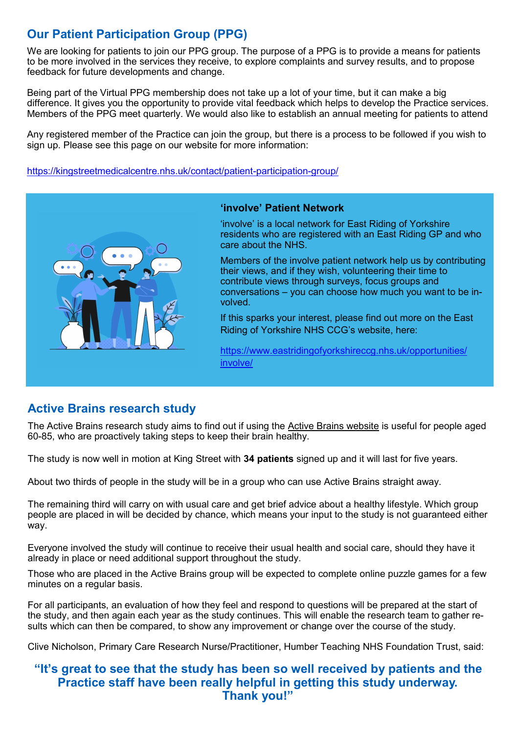## Our Patient Participation Group (PPG)

We are looking for patients to join our PPG group. The purpose of a PPG is to provide a means for patients to be more involved in the services they receive, to explore complaints and survey results, and to propose feedback for future developments and change.

Being part of the Virtual PPG membership does not take up a lot of your time, but it can make a big difference. It gives you the opportunity to provide vital feedback which helps to develop the Practice services. Members of the PPG meet quarterly. We would also like to establish an annual meeting for patients to attend

Any registered member of the Practice can join the group, but there is a process to be followed if you wish to sign up. Please see this page on our website for more information:

https://kingstreetmedicalcentre.nhs.uk/contact/patient-participation-group/

### 'involve' Patient Network

'involve' is a local network for East Riding of Yorkshire residents who are registered with an East Riding GP and who care about the NHS.

Members of the involve patient network help us by contributing their views, and if they wish, volunteering their time to contribute views through surveys, focus groups and conversations – you can choose how much you want to be involved.

If this sparks your interest, please find out more on the East Riding of Yorkshire NHS CCG's website, here:

https://www.eastridingofyorkshireccg.nhs.uk/opportunities/involve/

## Active Brains research study

The Active Brains research study aims to find out if using the Active Brains website is useful for people aged 60-85, who are proactively taking steps to keep their brain healthy.

The study is now well in motion at King Street with **34 patients** signed up and it will last for five years.

About two thirds of people in the study will be in a group who can use Active Brains straight away.

The remaining third will carry on with usual care and get brief advice about a healthy lifestyle. Which group people are placed in will be decided by chance, which means your input to the study is not guaranteed either way.

Everyone involved the study will continue to receive their usual health and social care, should they have it already in place or need additional support throughout the study.

Those who are placed in the Active Brains group will be expected to complete online puzzle games for a few minutes on a regular basis.

For all participants, an evaluation of how they feel and respond to questions will be prepared at the start of the study, and then again each year as the study continues. This will enable the research team to gather results which can then be compared, to show any improvement or change over the course of the study.

Clive Nicholson, Primary Care Research Nurse/Practitioner, Humber Teaching NHS Foundation Trust, said:

**"It's great to see that the study has been so well received by patients and the Practice staff have been really helpful in getting this study underway. Thank you!"**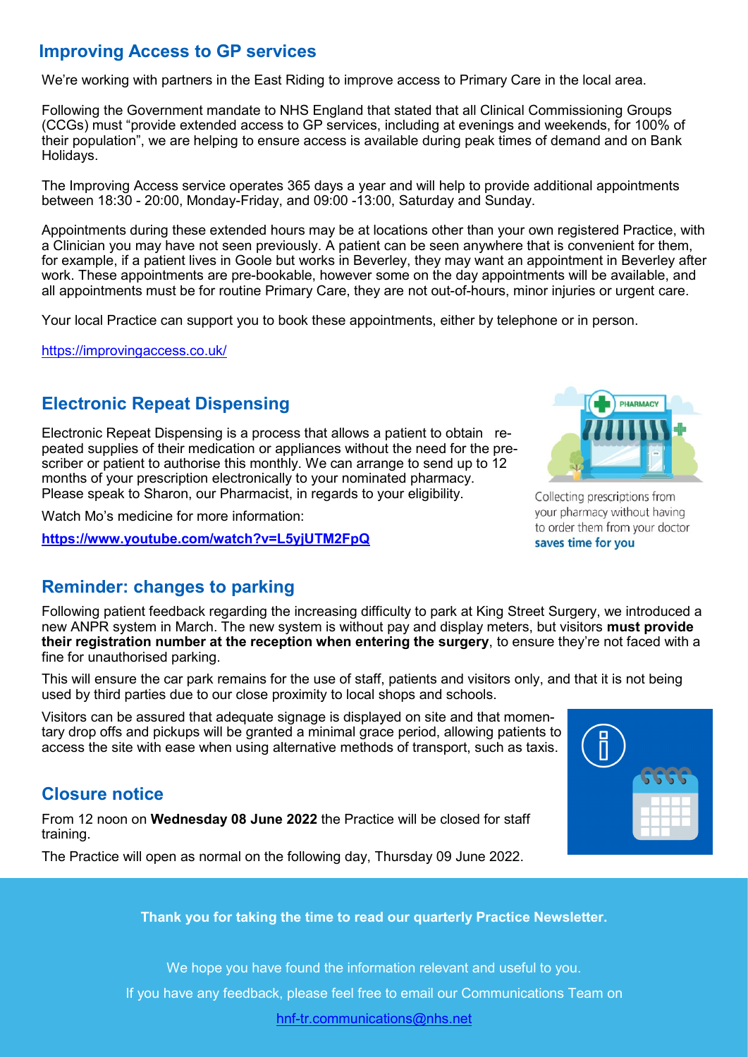## Improving Access to GP services

We're working with partners in the East Riding to improve access to Primary Care in the local area.

Following the Government mandate to NHS England that stated that all Clinical Commissioning Groups (CCGs) must "provide extended access to GP services, including at evenings and weekends, for 100% of their population", we are helping to ensure access is available during peak times of demand and on Bank Holidays.

The Improving Access service operates 365 days a year and will help to provide additional appointments between 18:30 - 20:00, Monday-Friday, and 09:00 -13:00, Saturday and Sunday.

Appointments during these extended hours may be at locations other than your own registered Practice, with a Clinician you may have not seen previously. A patient can be seen anywhere that is convenient for them, for example, if a patient lives in Goole but works in Beverley, they may want an appointment in Beverley after work. These appointments are pre-bookable, however some on the day appointments will be available, and all appointments must be for routine Primary Care, they are not out-of-hours, minor injuries or urgent care.

Your local Practice can support you to book these appointments, either by telephone or in person.

https://improvingaccess.co.uk/

## Electronic Repeat Dispensing

Electronic Repeat Dispensing is a process that allows a patient to obtain repeated supplies of their medication or appliances without the need for the prescriber or patient to authorise this monthly. We can arrange to send up to 12 months of your prescription electronically to your nominated pharmacy. Please speak to Sharon, our Pharmacist, in regards to your eligibility.

Watch Mo's medicine for more information:

**https://www.youtube.com/watch?v=L5yjUTM2FpQ**

PHARMACY

Collecting prescriptions from your pharmacy without having to order them from your doctor **saves time for you**

## Reminder: changes to parking

Following patient feedback regarding the increasing difficulty to park at King Street Surgery, we introduced a new ANPR system in March. The new system is without pay and display meters, but visitors **must provide their registration number at the reception when entering the surgery**, to ensure they're not faced with a fine for unauthorised parking.

This will ensure the car park remains for the use of staff, patients and visitors only, and that it is not being used by third parties due to our close proximity to local shops and schools.

Visitors can be assured that adequate signage is displayed on site and that momentary drop offs and pickups will be granted a minimal grace period, allowing patients to access the site with ease when using alternative methods of transport, such as taxis.

## Closure notice

From 12 noon on **Wednesday 08 June 2022** the Practice will be closed for staff training.

The Practice will open as normal on the following day, Thursday 09 June 2022.

**Thank you for taking the time to read our quarterly Practice Newsletter.**

We hope you have found the information relevant and useful to you.

If you have any feedback, please feel free to email our Communications Team on

hnf-tr.communications@nhs.net